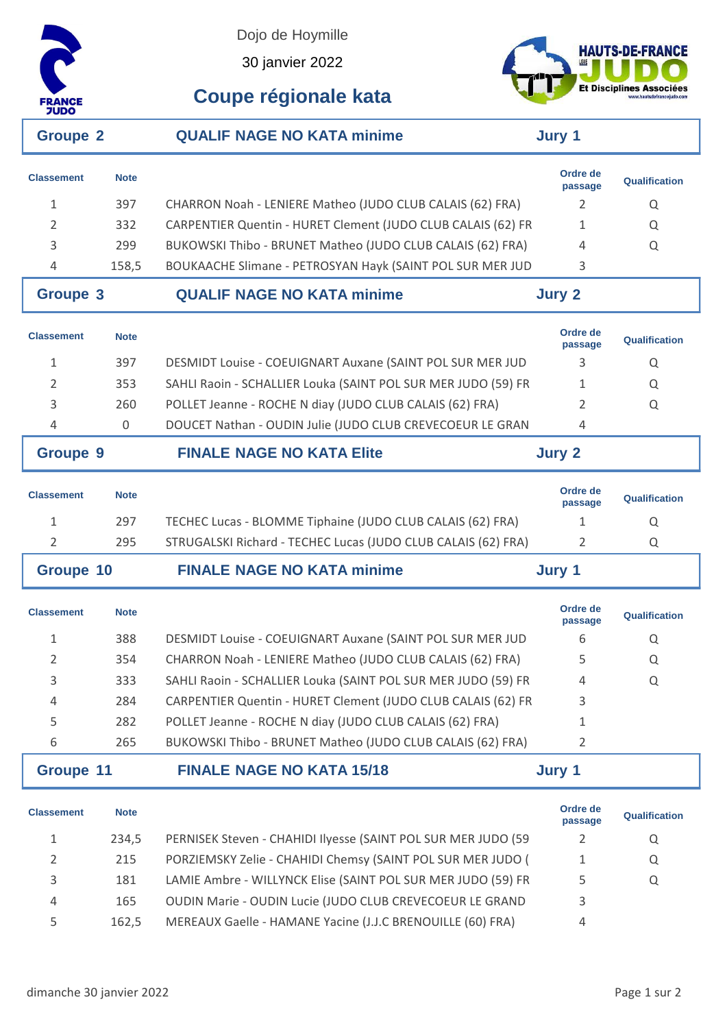Dojo de Hoymille

30 janvier 2022

# Coupe régionale kata

## Groupe 2 — QUALIF NAGE NO KATA minime — Jury 1

| Classement | Note | | Ordre de passage | Qualification |
|---|---|---|---|---|
| 1 | 397 | CHARRON Noah - LENIERE Matheo (JUDO CLUB CALAIS (62) FRA) | 2 | Q |
| 2 | 332 | CARPENTIER Quentin - HURET Clement (JUDO CLUB CALAIS (62) FR | 1 | Q |
| 3 | 299 | BUKOWSKI Thibo - BRUNET Matheo (JUDO CLUB CALAIS (62) FRA) | 4 | Q |
| 4 | 158,5 | BOUKAACHE Slimane - PETROSYAN Hayk (SAINT POL SUR MER JUD | 3 | |

## Groupe 3 — QUALIF NAGE NO KATA minime — Jury 2

| Classement | Note | | Ordre de passage | Qualification |
|---|---|---|---|---|
| 1 | 397 | DESMIDT Louise - COEUIGNART Auxane (SAINT POL SUR MER JUD | 3 | Q |
| 2 | 353 | SAHLI Raoin - SCHALLIER Louka (SAINT POL SUR MER JUDO (59) FR | 1 | Q |
| 3 | 260 | POLLET Jeanne - ROCHE N diay (JUDO CLUB CALAIS (62) FRA) | 2 | Q |
| 4 | 0 | DOUCET Nathan - OUDIN Julie (JUDO CLUB CREVECOEUR LE GRAN | 4 | |

## Groupe 9 — FINALE NAGE NO KATA Elite — Jury 2

| Classement | Note | | Ordre de passage | Qualification |
|---|---|---|---|---|
| 1 | 297 | TECHEC Lucas - BLOMME Tiphaine (JUDO CLUB CALAIS (62) FRA) | 1 | Q |
| 2 | 295 | STRUGALSKI Richard - TECHEC Lucas (JUDO CLUB CALAIS (62) FRA) | 2 | Q |

## Groupe 10 — FINALE NAGE NO KATA minime — Jury 1

| Classement | Note | | Ordre de passage | Qualification |
|---|---|---|---|---|
| 1 | 388 | DESMIDT Louise - COEUIGNART Auxane (SAINT POL SUR MER JUD | 6 | Q |
| 2 | 354 | CHARRON Noah - LENIERE Matheo (JUDO CLUB CALAIS (62) FRA) | 5 | Q |
| 3 | 333 | SAHLI Raoin - SCHALLIER Louka (SAINT POL SUR MER JUDO (59) FR | 4 | Q |
| 4 | 284 | CARPENTIER Quentin - HURET Clement (JUDO CLUB CALAIS (62) FR | 3 | |
| 5 | 282 | POLLET Jeanne - ROCHE N diay (JUDO CLUB CALAIS (62) FRA) | 1 | |
| 6 | 265 | BUKOWSKI Thibo - BRUNET Matheo (JUDO CLUB CALAIS (62) FRA) | 2 | |

## Groupe 11 — FINALE NAGE NO KATA 15/18 — Jury 1

| Classement | Note | | Ordre de passage | Qualification |
|---|---|---|---|---|
| 1 | 234,5 | PERNISEK Steven - CHAHIDI Ilyesse (SAINT POL SUR MER JUDO (59 | 2 | Q |
| 2 | 215 | PORZIEMSKY Zelie - CHAHIDI Chemsy (SAINT POL SUR MER JUDO ( | 1 | Q |
| 3 | 181 | LAMIE Ambre - WILLYNCK Elise (SAINT POL SUR MER JUDO (59) FR | 5 | Q |
| 4 | 165 | OUDIN Marie - OUDIN Lucie (JUDO CLUB CREVECOEUR LE GRAND | 3 | |
| 5 | 162,5 | MEREAUX Gaelle - HAMANE Yacine (J.J.C BRENOUILLE (60) FRA) | 4 | |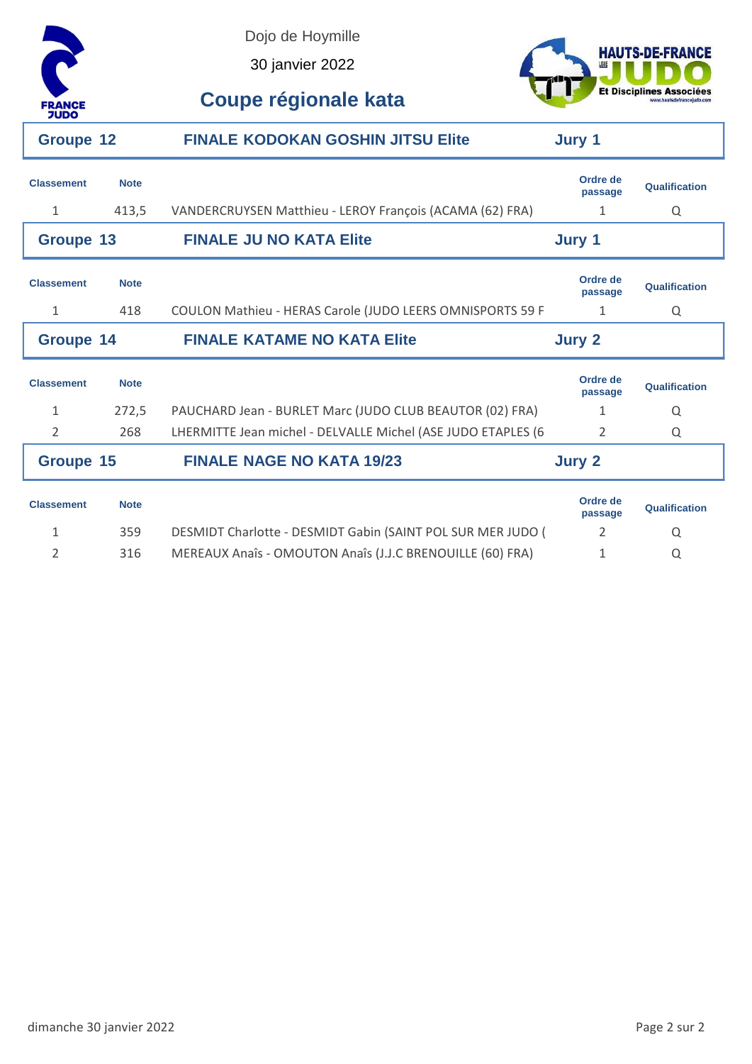Dojo de Hoymille

30 janvier 2022

## Coupe régionale kata

### Groupe 12 — FINALE KODOKAN GOSHIN JITSU Elite — Jury 1

| Classement | Note | | Ordre de passage | Qualification |
|---|---|---|---|---|
| 1 | 413,5 | VANDERCRUYSEN Matthieu - LEROY François (ACAMA (62) FRA) | 1 | Q |

### Groupe 13 — FINALE JU NO KATA Elite — Jury 1

| Classement | Note | | Ordre de passage | Qualification |
|---|---|---|---|---|
| 1 | 418 | COULON Mathieu - HERAS Carole (JUDO LEERS OMNISPORTS 59 F | 1 | Q |

### Groupe 14 — FINALE KATAME NO KATA Elite — Jury 2

| Classement | Note | | Ordre de passage | Qualification |
|---|---|---|---|---|
| 1 | 272,5 | PAUCHARD Jean - BURLET Marc (JUDO CLUB BEAUTOR (02) FRA) | 1 | Q |
| 2 | 268 | LHERMITTE Jean michel - DELVALLE Michel (ASE JUDO ETAPLES (6 | 2 | Q |

### Groupe 15 — FINALE NAGE NO KATA 19/23 — Jury 2

| Classement | Note | | Ordre de passage | Qualification |
|---|---|---|---|---|
| 1 | 359 | DESMIDT Charlotte - DESMIDT Gabin (SAINT POL SUR MER JUDO ( | 2 | Q |
| 2 | 316 | MEREAUX Anaîs - OMOUTON Anaîs (J.J.C BRENOUILLE (60) FRA) | 1 | Q |

dimanche 30 janvier 2022